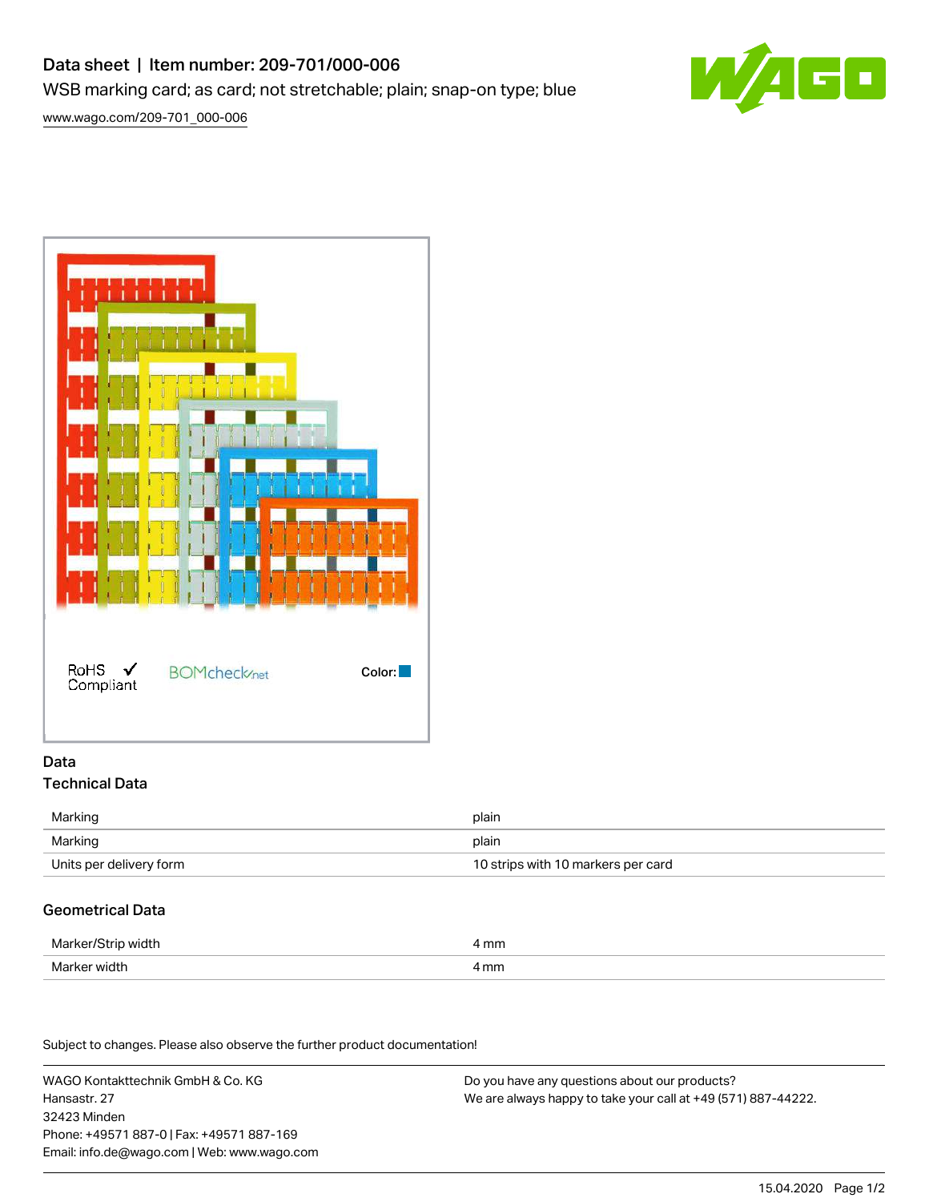# Data sheet | Item number: 209-701/000-006

WSB marking card; as card; not stretchable; plain; snap-on type; blue

www.wago.com/209-701_000-006

RoHS ✓ Compliant

BOMcheck.net

Color:

## Data

### Technical Data

| | |
|---|---|
| Marking | plain |
| Marking | plain |
| Units per delivery form | 10 strips with 10 markers per card |

### Geometrical Data

| | |
|---|---|
| Marker/Strip width | 4 mm |
| Marker width | 4 mm |

Subject to changes. Please also observe the further product documentation!

WAGO Kontakttechnik GmbH & Co. KG
Hansastr. 27
32423 Minden
Phone: +49571 887-0 | Fax: +49571 887-169
Email: info.de@wago.com | Web: www.wago.com

Do you have any questions about our products?
We are always happy to take your call at +49 (571) 887-44222.

15.04.2020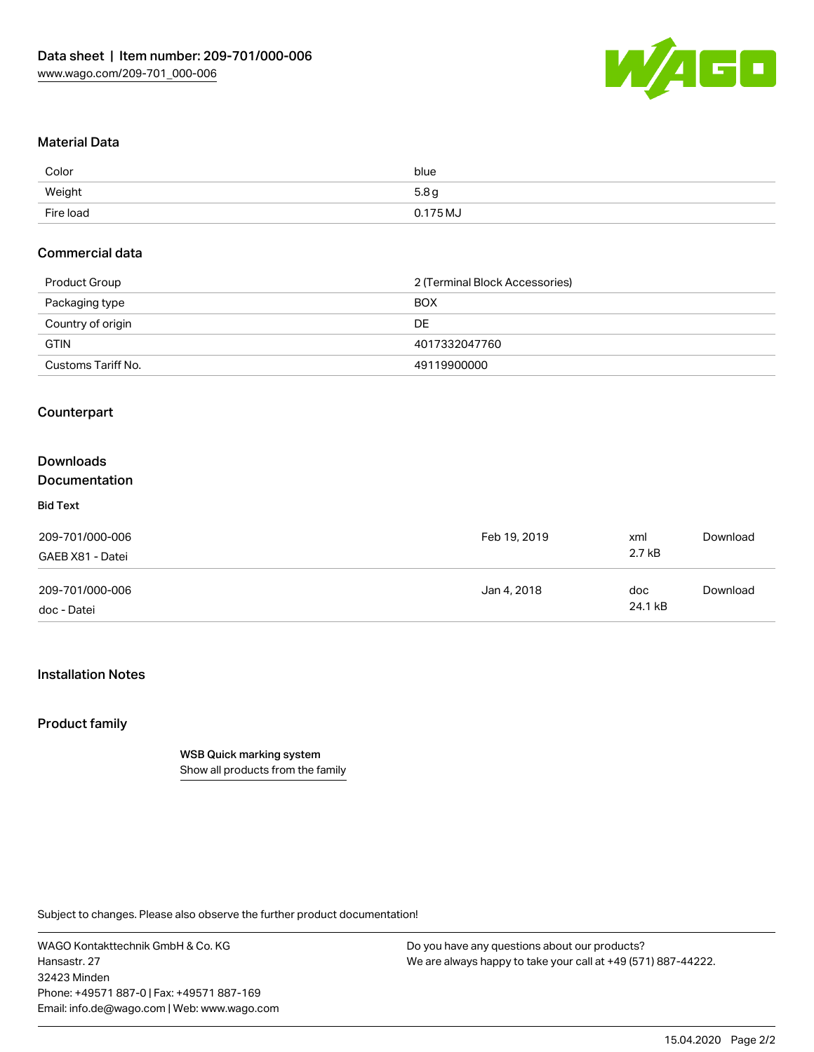## Material Data

| | |
|---|---|
| Color | blue |
| Weight | 5.8 g |
| Fire load | 0.175 MJ |

## Commercial data

| | |
|---|---|
| Product Group | 2 (Terminal Block Accessories) |
| Packaging type | BOX |
| Country of origin | DE |
| GTIN | 4017332047760 |
| Customs Tariff No. | 49119900000 |

## Counterpart

## Downloads

## Documentation

**Bid Text**

| | | | |
|---|---|---|---|
| 209-701/000-006<br>GAEB X81 - Datei | Feb 19, 2019 | xml<br>2.7 kB | Download |
| 209-701/000-006<br>doc - Datei | Jan 4, 2018 | doc<br>24.1 kB | Download |

## Installation Notes

## Product family

**WSB Quick marking system**
Show all products from the family

Subject to changes. Please also observe the further product documentation!

WAGO Kontakttechnik GmbH & Co. KG
Hansastr. 27
32423 Minden
Phone: +49571 887-0 | Fax: +49571 887-169
Email: info.de@wago.com | Web: www.wago.com

Do you have any questions about our products?
We are always happy to take your call at +49 (571) 887-44222.

15.04.2020